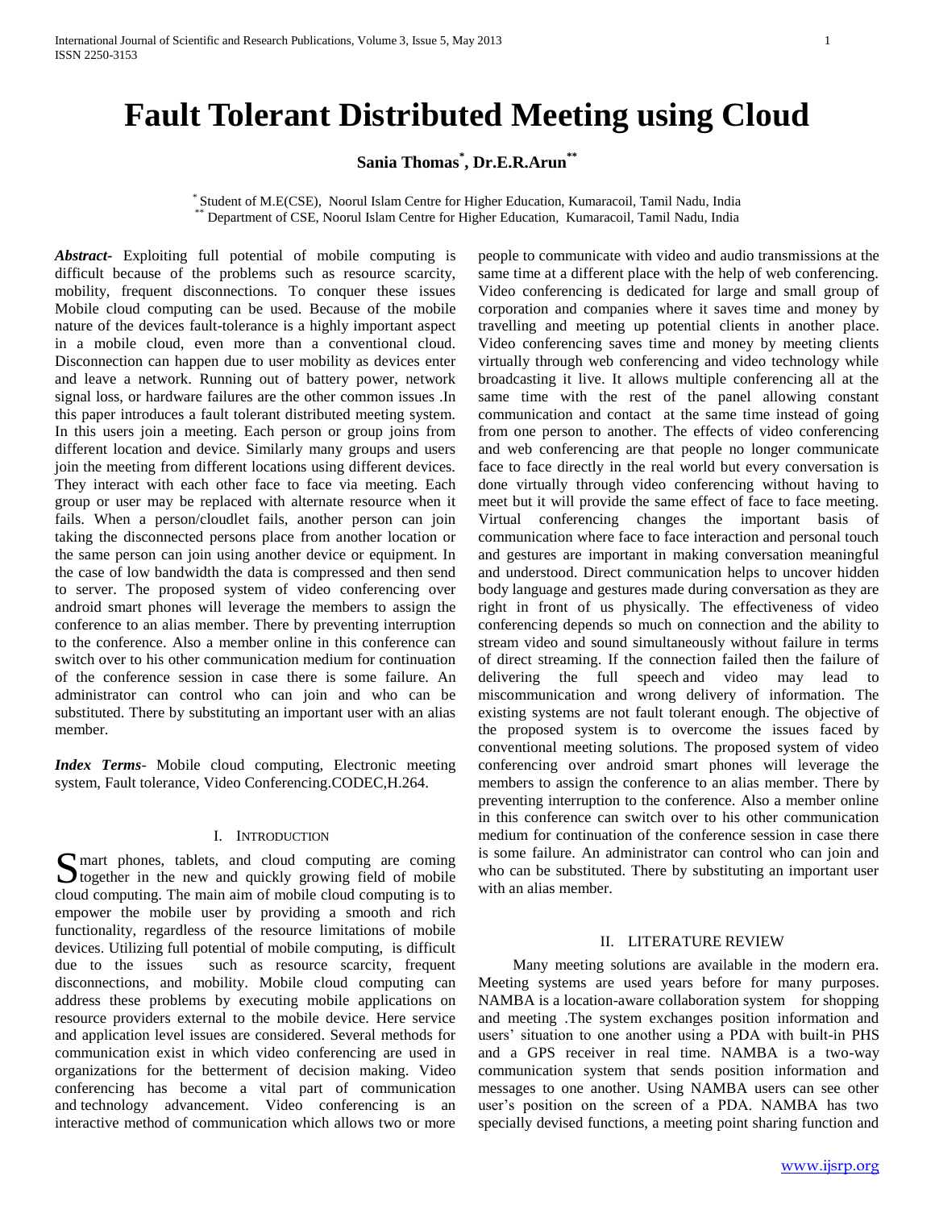# Fault Tolerant Distributed Meeting using Cloud

**Sania Thomas[*], Dr.E.R.Arun[**]**

[*] Student of M.E(CSE), Noorul Islam Centre for Higher Education, Kumaracoil, Tamil Nadu, India
[**] Department of CSE, Noorul Islam Centre for Higher Education, Kumaracoil, Tamil Nadu, India

***Abstract-*** Exploiting full potential of mobile computing is difficult because of the problems such as resource scarcity, mobility, frequent disconnections. To conquer these issues Mobile cloud computing can be used. Because of the mobile nature of the devices fault-tolerance is a highly important aspect in a mobile cloud, even more than a conventional cloud. Disconnection can happen due to user mobility as devices enter and leave a network. Running out of battery power, network signal loss, or hardware failures are the other common issues .In this paper introduces a fault tolerant distributed meeting system. In this users join a meeting. Each person or group joins from different location and device. Similarly many groups and users join the meeting from different locations using different devices. They interact with each other face to face via meeting. Each group or user may be replaced with alternate resource when it fails. When a person/cloudlet fails, another person can join taking the disconnected persons place from another location or the same person can join using another device or equipment. In the case of low bandwidth the data is compressed and then send to server. The proposed system of video conferencing over android smart phones will leverage the members to assign the conference to an alias member. There by preventing interruption to the conference. Also a member online in this conference can switch over to his other communication medium for continuation of the conference session in case there is some failure. An administrator can control who can join and who can be substituted. There by substituting an important user with an alias member.

***Index Terms*-** Mobile cloud computing, Electronic meeting system, Fault tolerance, Video Conferencing.CODEC,H.264.

## I. Introduction

Smart phones, tablets, and cloud computing are coming together in the new and quickly growing field of mobile cloud computing. The main aim of mobile cloud computing is to empower the mobile user by providing a smooth and rich functionality, regardless of the resource limitations of mobile devices. Utilizing full potential of mobile computing, is difficult due to the issues such as resource scarcity, frequent disconnections, and mobility. Mobile cloud computing can address these problems by executing mobile applications on resource providers external to the mobile device. Here service and application level issues are considered. Several methods for communication exist in which video conferencing are used in organizations for the betterment of decision making. Video conferencing has become a vital part of communication and technology advancement. Video conferencing is an interactive method of communication which allows two or more people to communicate with video and audio transmissions at the same time at a different place with the help of web conferencing. Video conferencing is dedicated for large and small group of corporation and companies where it saves time and money by travelling and meeting up potential clients in another place. Video conferencing saves time and money by meeting clients virtually through web conferencing and video technology while broadcasting it live. It allows multiple conferencing all at the same time with the rest of the panel allowing constant communication and contact at the same time instead of going from one person to another. The effects of video conferencing and web conferencing are that people no longer communicate face to face directly in the real world but every conversation is done virtually through video conferencing without having to meet but it will provide the same effect of face to face meeting. Virtual conferencing changes the important basis of communication where face to face interaction and personal touch and gestures are important in making conversation meaningful and understood. Direct communication helps to uncover hidden body language and gestures made during conversation as they are right in front of us physically. The effectiveness of video conferencing depends so much on connection and the ability to stream video and sound simultaneously without failure in terms of direct streaming. If the connection failed then the failure of delivering the full speech and video may lead to miscommunication and wrong delivery of information. The existing systems are not fault tolerant enough. The objective of the proposed system is to overcome the issues faced by conventional meeting solutions. The proposed system of video conferencing over android smart phones will leverage the members to assign the conference to an alias member. There by preventing interruption to the conference. Also a member online in this conference can switch over to his other communication medium for continuation of the conference session in case there is some failure. An administrator can control who can join and who can be substituted. There by substituting an important user with an alias member.

## II. Literature Review

Many meeting solutions are available in the modern era. Meeting systems are used years before for many purposes. NAMBA is a location-aware collaboration system for shopping and meeting .The system exchanges position information and users' situation to one another using a PDA with built-in PHS and a GPS receiver in real time. NAMBA is a two-way communication system that sends position information and messages to one another. Using NAMBA users can see other user's position on the screen of a PDA. NAMBA has two specially devised functions, a meeting point sharing function and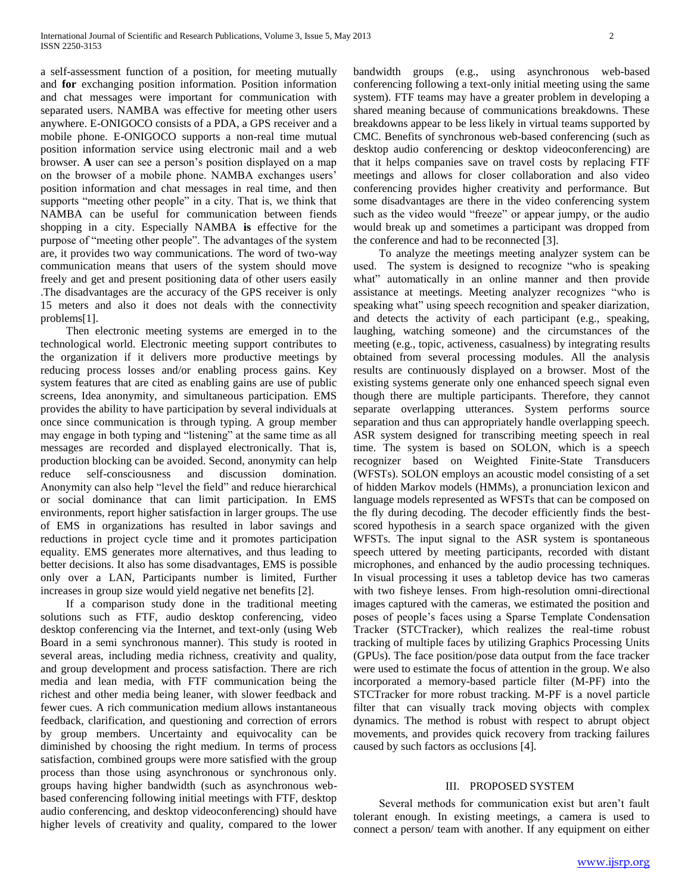a self-assessment function of a position, for meeting mutually and **for** exchanging position information. Position information and chat messages were important for communication with separated users. NAMBA was effective for meeting other users anywhere. E-ONIGOCO consists of a PDA, a GPS receiver and a mobile phone. E-ONIGOCO supports a non-real time mutual position information service using electronic mail and a web browser. **A** user can see a person's position displayed on a map on the browser of a mobile phone. NAMBA exchanges users' position information and chat messages in real time, and then supports "meeting other people" in a city. That is, we think that NAMBA can be useful for communication between fiends shopping in a city. Especially NAMBA **is** effective for the purpose of "meeting other people". The advantages of the system are, it provides two way communications. The word of two-way communication means that users of the system should move freely and get and present positioning data of other users easily .The disadvantages are the accuracy of the GPS receiver is only 15 meters and also it does not deals with the connectivity problems[1].

Then electronic meeting systems are emerged in to the technological world. Electronic meeting support contributes to the organization if it delivers more productive meetings by reducing process losses and/or enabling process gains. Key system features that are cited as enabling gains are use of public screens, Idea anonymity, and simultaneous participation. EMS provides the ability to have participation by several individuals at once since communication is through typing. A group member may engage in both typing and "listening" at the same time as all messages are recorded and displayed electronically. That is, production blocking can be avoided. Second, anonymity can help reduce self-consciousness and discussion domination. Anonymity can also help "level the field" and reduce hierarchical or social dominance that can limit participation. In EMS environments, report higher satisfaction in larger groups. The use of EMS in organizations has resulted in labor savings and reductions in project cycle time and it promotes participation equality. EMS generates more alternatives, and thus leading to better decisions. It also has some disadvantages, EMS is possible only over a LAN, Participants number is limited, Further increases in group size would yield negative net benefits [2].

If a comparison study done in the traditional meeting solutions such as FTF, audio desktop conferencing, video desktop conferencing via the Internet, and text-only (using Web Board in a semi synchronous manner). This study is rooted in several areas, including media richness, creativity and quality, and group development and process satisfaction. There are rich media and lean media, with FTF communication being the richest and other media being leaner, with slower feedback and fewer cues. A rich communication medium allows instantaneous feedback, clarification, and questioning and correction of errors by group members. Uncertainty and equivocality can be diminished by choosing the right medium. In terms of process satisfaction, combined groups were more satisfied with the group process than those using asynchronous or synchronous only. groups having higher bandwidth (such as asynchronous web-based conferencing following initial meetings with FTF, desktop audio conferencing, and desktop videoconferencing) should have higher levels of creativity and quality, compared to the lower bandwidth groups (e.g., using asynchronous web-based conferencing following a text-only initial meeting using the same system). FTF teams may have a greater problem in developing a shared meaning because of communications breakdowns. These breakdowns appear to be less likely in virtual teams supported by CMC. Benefits of synchronous web-based conferencing (such as desktop audio conferencing or desktop videoconferencing) are that it helps companies save on travel costs by replacing FTF meetings and allows for closer collaboration and also video conferencing provides higher creativity and performance. But some disadvantages are there in the video conferencing system such as the video would "freeze" or appear jumpy, or the audio would break up and sometimes a participant was dropped from the conference and had to be reconnected [3].

To analyze the meetings meeting analyzer system can be used. The system is designed to recognize "who is speaking what" automatically in an online manner and then provide assistance at meetings. Meeting analyzer recognizes "who is speaking what" using speech recognition and speaker diarization, and detects the activity of each participant (e.g., speaking, laughing, watching someone) and the circumstances of the meeting (e.g., topic, activeness, casualness) by integrating results obtained from several processing modules. All the analysis results are continuously displayed on a browser. Most of the existing systems generate only one enhanced speech signal even though there are multiple participants. Therefore, they cannot separate overlapping utterances. System performs source separation and thus can appropriately handle overlapping speech. ASR system designed for transcribing meeting speech in real time. The system is based on SOLON, which is a speech recognizer based on Weighted Finite-State Transducers (WFSTs). SOLON employs an acoustic model consisting of a set of hidden Markov models (HMMs), a pronunciation lexicon and language models represented as WFSTs that can be composed on the fly during decoding. The decoder efficiently finds the best-scored hypothesis in a search space organized with the given WFSTs. The input signal to the ASR system is spontaneous speech uttered by meeting participants, recorded with distant microphones, and enhanced by the audio processing techniques. In visual processing it uses a tabletop device has two cameras with two fisheye lenses. From high-resolution omni-directional images captured with the cameras, we estimated the position and poses of people's faces using a Sparse Template Condensation Tracker (STCTracker), which realizes the real-time robust tracking of multiple faces by utilizing Graphics Processing Units (GPUs). The face position/pose data output from the face tracker were used to estimate the focus of attention in the group. We also incorporated a memory-based particle filter (M-PF) into the STCTracker for more robust tracking. M-PF is a novel particle filter that can visually track moving objects with complex dynamics. The method is robust with respect to abrupt object movements, and provides quick recovery from tracking failures caused by such factors as occlusions [4].

## III. PROPOSED SYSTEM

Several methods for communication exist but aren't fault tolerant enough. In existing meetings, a camera is used to connect a person/ team with another. If any equipment on either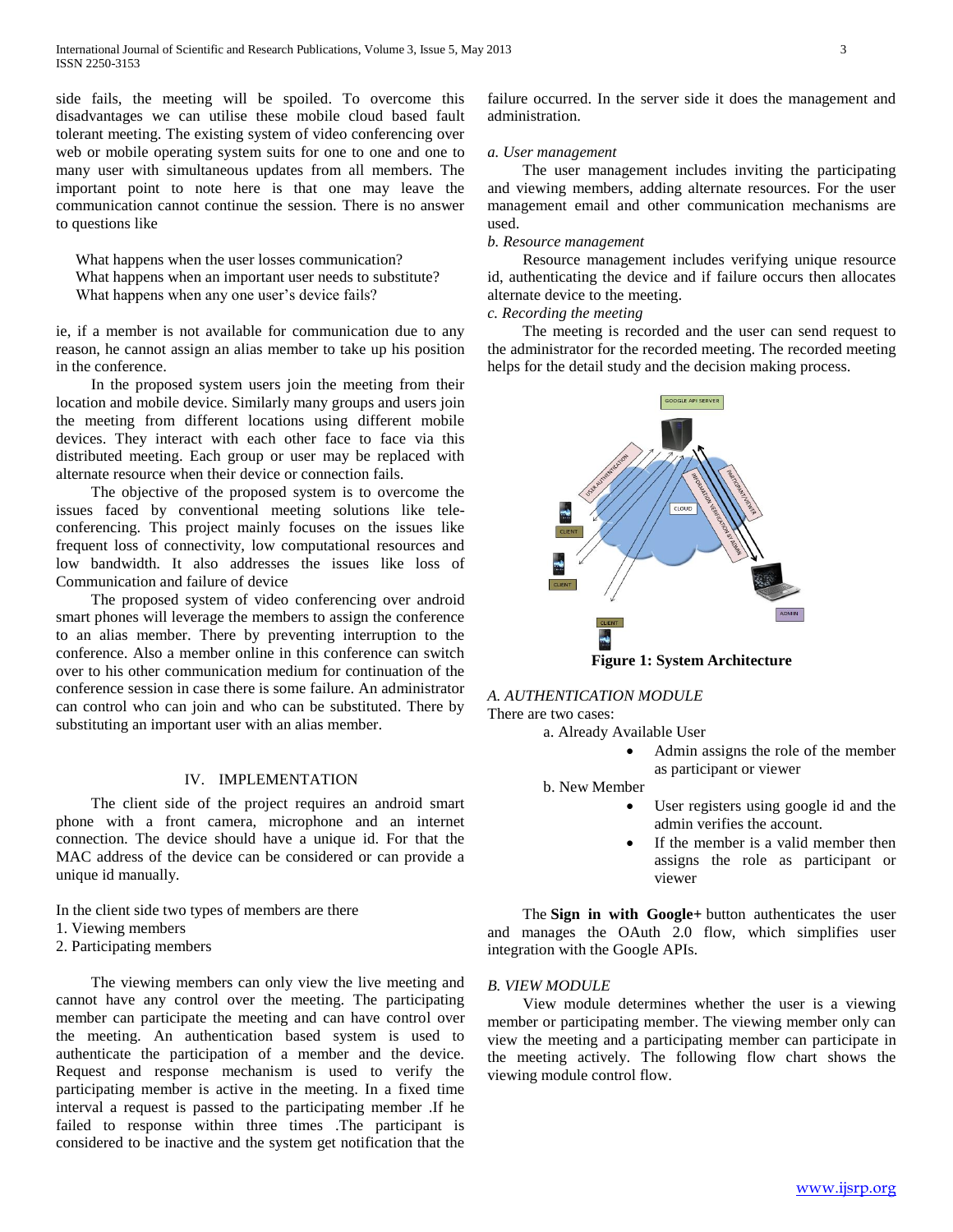side fails, the meeting will be spoiled. To overcome this disadvantages we can utilise these mobile cloud based fault tolerant meeting. The existing system of video conferencing over web or mobile operating system suits for one to one and one to many user with simultaneous updates from all members. The important point to note here is that one may leave the communication cannot continue the session. There is no answer to questions like

What happens when the user losses communication?
What happens when an important user needs to substitute?
What happens when any one user's device fails?

ie, if a member is not available for communication due to any reason, he cannot assign an alias member to take up his position in the conference.

In the proposed system users join the meeting from their location and mobile device. Similarly many groups and users join the meeting from different locations using different mobile devices. They interact with each other face to face via this distributed meeting. Each group or user may be replaced with alternate resource when their device or connection fails.

The objective of the proposed system is to overcome the issues faced by conventional meeting solutions like tele-conferencing. This project mainly focuses on the issues like frequent loss of connectivity, low computational resources and low bandwidth. It also addresses the issues like loss of Communication and failure of device

The proposed system of video conferencing over android smart phones will leverage the members to assign the conference to an alias member. There by preventing interruption to the conference. Also a member online in this conference can switch over to his other communication medium for continuation of the conference session in case there is some failure. An administrator can control who can join and who can be substituted. There by substituting an important user with an alias member.

## IV. IMPLEMENTATION

The client side of the project requires an android smart phone with a front camera, microphone and an internet connection. The device should have a unique id. For that the MAC address of the device can be considered or can provide a unique id manually.

In the client side two types of members are there
1. Viewing members
2. Participating members

The viewing members can only view the live meeting and cannot have any control over the meeting. The participating member can participate the meeting and can have control over the meeting. An authentication based system is used to authenticate the participation of a member and the device. Request and response mechanism is used to verify the participating member is active in the meeting. In a fixed time interval a request is passed to the participating member .If he failed to response within three times .The participant is considered to be inactive and the system get notification that the failure occurred. In the server side it does the management and administration.

*a. User management*

The user management includes inviting the participating and viewing members, adding alternate resources. For the user management email and other communication mechanisms are used.

*b. Resource management*

Resource management includes verifying unique resource id, authenticating the device and if failure occurs then allocates alternate device to the meeting.

*c. Recording the meeting*

The meeting is recorded and the user can send request to the administrator for the recorded meeting. The recorded meeting helps for the detail study and the decision making process.

**Figure 1: System Architecture**

### *A. AUTHENTICATION MODULE*

There are two cases:

a. Already Available User
- Admin assigns the role of the member as participant or viewer

b. New Member
- User registers using google id and the admin verifies the account.
- If the member is a valid member then assigns the role as participant or viewer

The **Sign in with Google+** button authenticates the user and manages the OAuth 2.0 flow, which simplifies user integration with the Google APIs.

### *B. VIEW MODULE*

View module determines whether the user is a viewing member or participating member. The viewing member only can view the meeting and a participating member can participate in the meeting actively. The following flow chart shows the viewing module control flow.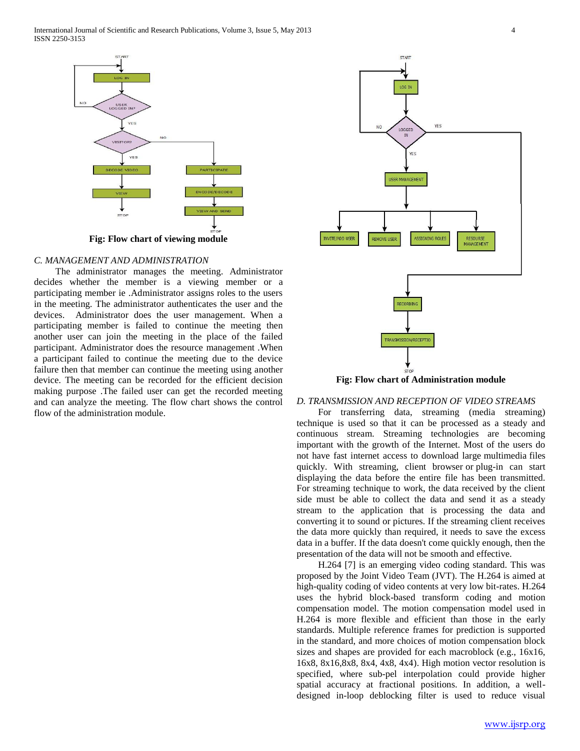Fig: Flow chart of viewing module

### C. MANAGEMENT AND ADMINISTRATION

The administrator manages the meeting. Administrator decides whether the member is a viewing member or a participating member ie .Administrator assigns roles to the users in the meeting. The administrator authenticates the user and the devices. Administrator does the user management. When a participating member is failed to continue the meeting then another user can join the meeting in the place of the failed participant. Administrator does the resource management .When a participant failed to continue the meeting due to the device failure then that member can continue the meeting using another device. The meeting can be recorded for the efficient decision making purpose .The failed user can get the recorded meeting and can analyze the meeting. The flow chart shows the control flow of the administration module.

Fig: Flow chart of Administration module

### D. TRANSMISSION AND RECEPTION OF VIDEO STREAMS

For transferring data, streaming (media streaming) technique is used so that it can be processed as a steady and continuous stream. Streaming technologies are becoming important with the growth of the Internet. Most of the users do not have fast internet access to download large multimedia files quickly. With streaming, client browser or plug-in can start displaying the data before the entire file has been transmitted. For streaming technique to work, the data received by the client side must be able to collect the data and send it as a steady stream to the application that is processing the data and converting it to sound or pictures. If the streaming client receives the data more quickly than required, it needs to save the excess data in a buffer. If the data doesn't come quickly enough, then the presentation of the data will not be smooth and effective.

H.264 [7] is an emerging video coding standard. This was proposed by the Joint Video Team (JVT). The H.264 is aimed at high-quality coding of video contents at very low bit-rates. H.264 uses the hybrid block-based transform coding and motion compensation model. The motion compensation model used in H.264 is more flexible and efficient than those in the early standards. Multiple reference frames for prediction is supported in the standard, and more choices of motion compensation block sizes and shapes are provided for each macroblock (e.g., 16x16, 16x8, 8x16,8x8, 8x4, 4x8, 4x4). High motion vector resolution is specified, where sub-pel interpolation could provide higher spatial accuracy at fractional positions. In addition, a well-designed in-loop deblocking filter is used to reduce visual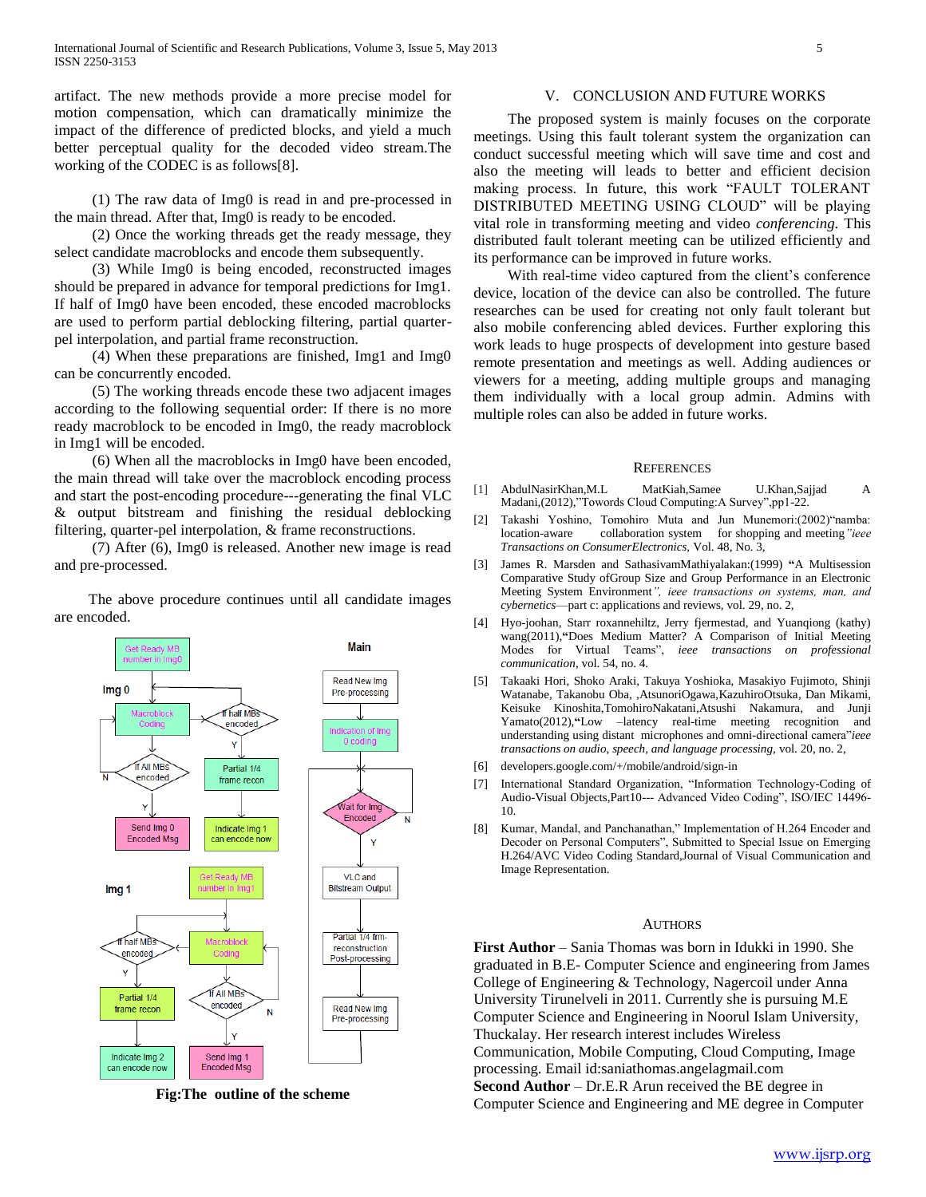artifact. The new methods provide a more precise model for motion compensation, which can dramatically minimize the impact of the difference of predicted blocks, and yield a much better perceptual quality for the decoded video stream.The working of the CODEC is as follows[8].

(1) The raw data of Img0 is read in and pre-processed in the main thread. After that, Img0 is ready to be encoded.

(2) Once the working threads get the ready message, they select candidate macroblocks and encode them subsequently.

(3) While Img0 is being encoded, reconstructed images should be prepared in advance for temporal predictions for Img1. If half of Img0 have been encoded, these encoded macroblocks are used to perform partial deblocking filtering, partial quarter-pel interpolation, and partial frame reconstruction.

(4) When these preparations are finished, Img1 and Img0 can be concurrently encoded.

(5) The working threads encode these two adjacent images according to the following sequential order: If there is no more ready macroblock to be encoded in Img0, the ready macroblock in Img1 will be encoded.

(6) When all the macroblocks in Img0 have been encoded, the main thread will take over the macroblock encoding process and start the post-encoding procedure---generating the final VLC & output bitstream and finishing the residual deblocking filtering, quarter-pel interpolation, & frame reconstructions.

(7) After (6), Img0 is released. Another new image is read and pre-processed.

The above procedure continues until all candidate images are encoded.

**Fig:The outline of the scheme**

## V. CONCLUSION AND FUTURE WORKS

The proposed system is mainly focuses on the corporate meetings. Using this fault tolerant system the organization can conduct successful meeting which will save time and cost and also the meeting will leads to better and efficient decision making process. In future, this work "FAULT TOLERANT DISTRIBUTED MEETING USING CLOUD" will be playing vital role in transforming meeting and video *conferencing*. This distributed fault tolerant meeting can be utilized efficiently and its performance can be improved in future works.

With real-time video captured from the client's conference device, location of the device can also be controlled. The future researches can be used for creating not only fault tolerant but also mobile conferencing abled devices. Further exploring this work leads to huge prospects of development into gesture based remote presentation and meetings as well. Adding audiences or viewers for a meeting, adding multiple groups and managing them individually with a local group admin. Admins with multiple roles can also be added in future works.

## REFERENCES

[1] AbdulNasirKhan,M.L MatKiah,Samee U.Khan,Sajjad A Madani,(2012),"Towords Cloud Computing:A Survey",pp1-22.

[2] Takashi Yoshino, Tomohiro Muta and Jun Munemori:(2002)"namba: location-aware collaboration system for shopping and meeting"*ieee Transactions on ConsumerElectronics*, Vol. 48, No. 3,

[3] James R. Marsden and SathasivamMathiyalakan:(1999) **"**A Multisession Comparative Study ofGroup Size and Group Performance in an Electronic Meeting System Environment*", ieee transactions on systems, man, and cybernetics*—part c: applications and reviews, vol. 29, no. 2,

[4] Hyo-joohan, Starr roxannehiltz, Jerry fjermestad, and Yuanqiong (kathy) wang(2011),**"**Does Medium Matter? A Comparison of Initial Meeting Modes for Virtual Teams", *ieee transactions on professional communication*, vol. 54, no. 4.

[5] Takaaki Hori, Shoko Araki, Takuya Yoshioka, Masakiyo Fujimoto, Shinji Watanabe, Takanobu Oba, ,AtsunoriOgawa,KazuhiroOtsuka, Dan Mikami, Keisuke Kinoshita,TomohiroNakatani,Atsushi Nakamura, and Junji Yamato(2012),**"**Low –latency real-time meeting recognition and understanding using distant microphones and omni-directional camera"*ieee transactions on audio, speech, and language processing*, vol. 20, no. 2,

[6] developers.google.com/+/mobile/android/sign-in

[7] International Standard Organization, "Information Technology-Coding of Audio-Visual Objects,Part10--- Advanced Video Coding", ISO/IEC 14496-10.

[8] Kumar, Mandal, and Panchanathan," Implementation of H.264 Encoder and Decoder on Personal Computers", Submitted to Special Issue on Emerging H.264/AVC Video Coding Standard,Journal of Visual Communication and Image Representation.

## AUTHORS

**First Author** – Sania Thomas was born in Idukki in 1990. She graduated in B.E- Computer Science and engineering from James College of Engineering & Technology, Nagercoil under Anna University Tirunelveli in 2011. Currently she is pursuing M.E Computer Science and Engineering in Noorul Islam University, Thuckalay. Her research interest includes Wireless Communication, Mobile Computing, Cloud Computing, Image processing. Email id:saniathomas.angelagmail.com

**Second Author** – Dr.E.R Arun received the BE degree in Computer Science and Engineering and ME degree in Computer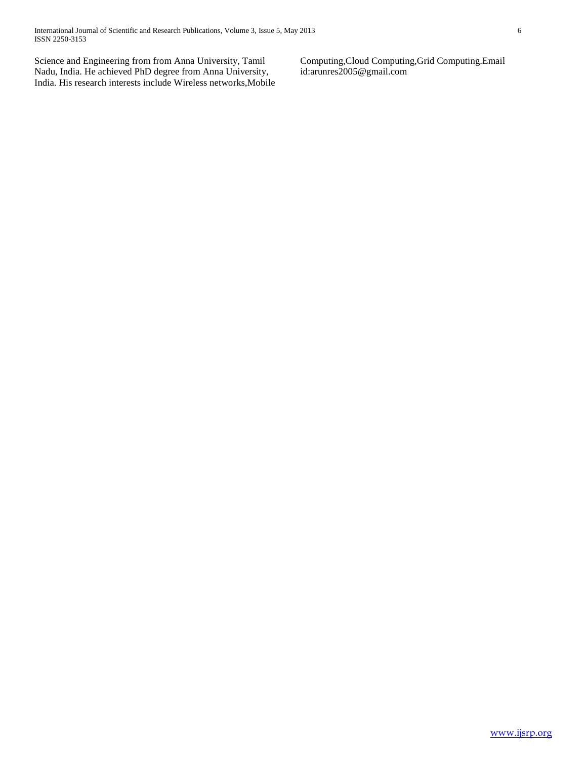Science and Engineering from from Anna University, Tamil Nadu, India. He achieved PhD degree from Anna University, India. His research interests include Wireless networks,Mobile Computing,Cloud Computing,Grid Computing.Email id:arunres2005@gmail.com